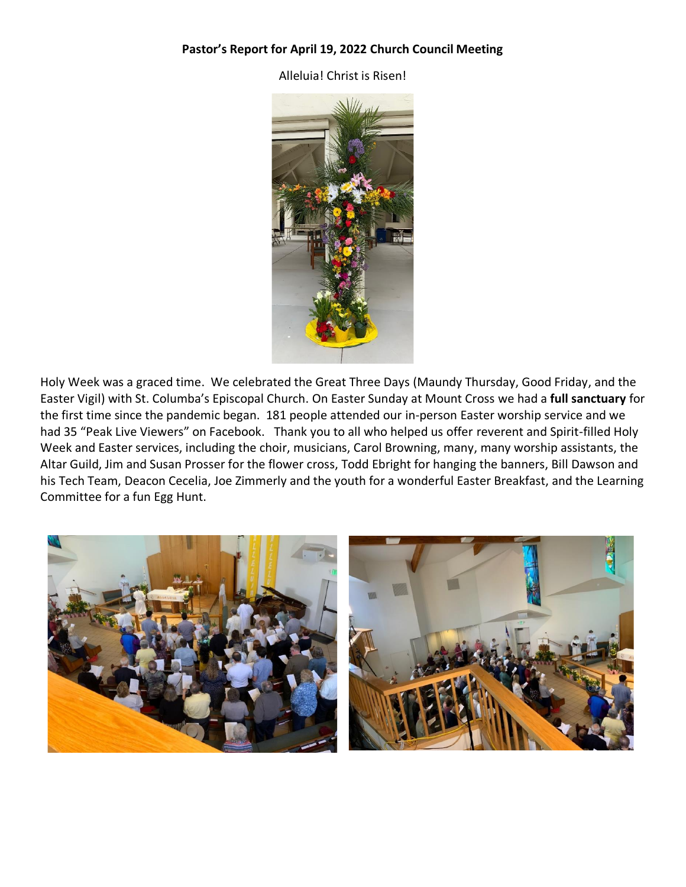**Pastor's Report for April 19, 2022 Church Council Meeting**

Alleluia! Christ is Risen!

Holy Week was a graced time. We celebrated the Great Three Days (Maundy Thursday, Good Friday, and the Easter Vigil) with St. Columba's Episcopal Church. On Easter Sunday at Mount Cross we had a **full sanctuary** for the first time since the pandemic began. 181 people attended our in-person Easter worship service and we had 35 "Peak Live Viewers" on Facebook. Thank you to all who helped us offer reverent and Spirit-filled Holy Week and Easter services, including the choir, musicians, Carol Browning, many, many worship assistants, the Altar Guild, Jim and Susan Prosser for the flower cross, Todd Ebright for hanging the banners, Bill Dawson and his Tech Team, Deacon Cecelia, Joe Zimmerly and the youth for a wonderful Easter Breakfast, and the Learning Committee for a fun Egg Hunt.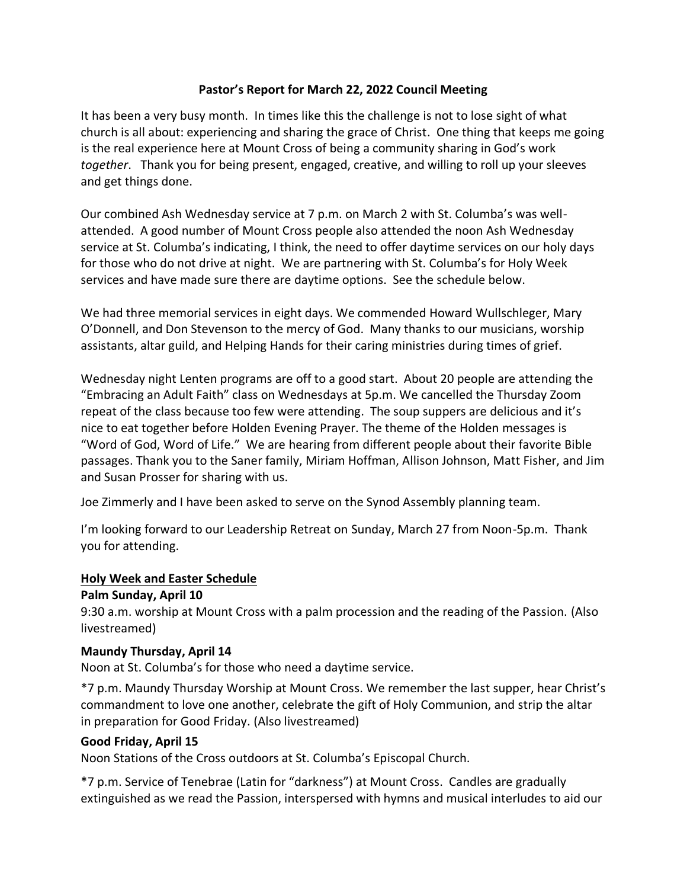**Pastor's Report for March 22, 2022 Council Meeting**

It has been a very busy month. In times like this the challenge is not to lose sight of what church is all about: experiencing and sharing the grace of Christ. One thing that keeps me going is the real experience here at Mount Cross of being a community sharing in God's work *together*. Thank you for being present, engaged, creative, and willing to roll up your sleeves and get things done.

Our combined Ash Wednesday service at 7 p.m. on March 2 with St. Columba's was well-attended. A good number of Mount Cross people also attended the noon Ash Wednesday service at St. Columba's indicating, I think, the need to offer daytime services on our holy days for those who do not drive at night. We are partnering with St. Columba's for Holy Week services and have made sure there are daytime options. See the schedule below.

We had three memorial services in eight days. We commended Howard Wullschleger, Mary O'Donnell, and Don Stevenson to the mercy of God. Many thanks to our musicians, worship assistants, altar guild, and Helping Hands for their caring ministries during times of grief.

Wednesday night Lenten programs are off to a good start. About 20 people are attending the "Embracing an Adult Faith" class on Wednesdays at 5p.m. We cancelled the Thursday Zoom repeat of the class because too few were attending. The soup suppers are delicious and it's nice to eat together before Holden Evening Prayer. The theme of the Holden messages is "Word of God, Word of Life." We are hearing from different people about their favorite Bible passages. Thank you to the Saner family, Miriam Hoffman, Allison Johnson, Matt Fisher, and Jim and Susan Prosser for sharing with us.

Joe Zimmerly and I have been asked to serve on the Synod Assembly planning team.

I'm looking forward to our Leadership Retreat on Sunday, March 27 from Noon-5p.m. Thank you for attending.

**Holy Week and Easter Schedule**

**Palm Sunday, April 10**

9:30 a.m. worship at Mount Cross with a palm procession and the reading of the Passion. (Also livestreamed)

**Maundy Thursday, April 14**

Noon at St. Columba's for those who need a daytime service.

*7 p.m. Maundy Thursday Worship at Mount Cross. We remember the last supper, hear Christ's commandment to love one another, celebrate the gift of Holy Communion, and strip the altar in preparation for Good Friday. (Also livestreamed)

**Good Friday, April 15**

Noon Stations of the Cross outdoors at St. Columba's Episcopal Church.

*7 p.m. Service of Tenebrae (Latin for "darkness") at Mount Cross. Candles are gradually extinguished as we read the Passion, interspersed with hymns and musical interludes to aid our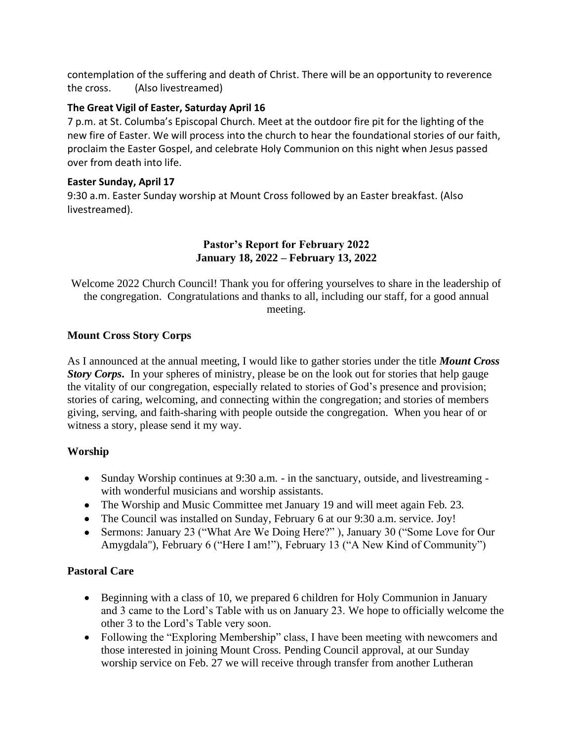contemplation of the suffering and death of Christ. There will be an opportunity to reverence the cross.        (Also livestreamed)

**The Great Vigil of Easter, Saturday April 16**

7 p.m. at St. Columba's Episcopal Church. Meet at the outdoor fire pit for the lighting of the new fire of Easter. We will process into the church to hear the foundational stories of our faith, proclaim the Easter Gospel, and celebrate Holy Communion on this night when Jesus passed over from death into life.

**Easter Sunday, April 17**

9:30 a.m. Easter Sunday worship at Mount Cross followed by an Easter breakfast. (Also livestreamed).

## Pastor's Report for February 2022
## January 18, 2022 – February 13, 2022

Welcome 2022 Church Council! Thank you for offering yourselves to share in the leadership of the congregation. Congratulations and thanks to all, including our staff, for a good annual meeting.

### Mount Cross Story Corps

As I announced at the annual meeting, I would like to gather stories under the title ***Mount Cross Story Corps***. In your spheres of ministry, please be on the look out for stories that help gauge the vitality of our congregation, especially related to stories of God's presence and provision; stories of caring, welcoming, and connecting within the congregation; and stories of members giving, serving, and faith-sharing with people outside the congregation. When you hear of or witness a story, please send it my way.

### Worship

- Sunday Worship continues at 9:30 a.m. - in the sanctuary, outside, and livestreaming - with wonderful musicians and worship assistants.
- The Worship and Music Committee met January 19 and will meet again Feb. 23.
- The Council was installed on Sunday, February 6 at our 9:30 a.m. service. Joy!
- Sermons: January 23 ("What Are We Doing Here?" ), January 30 ("Some Love for Our Amygdala"), February 6 ("Here I am!"), February 13 ("A New Kind of Community")

### Pastoral Care

- Beginning with a class of 10, we prepared 6 children for Holy Communion in January and 3 came to the Lord's Table with us on January 23. We hope to officially welcome the other 3 to the Lord's Table very soon.
- Following the "Exploring Membership" class, I have been meeting with newcomers and those interested in joining Mount Cross. Pending Council approval, at our Sunday worship service on Feb. 27 we will receive through transfer from another Lutheran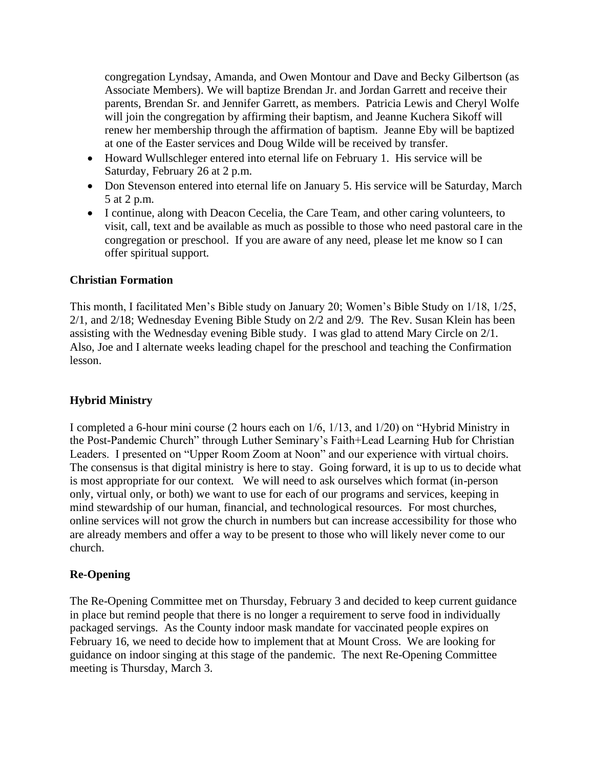congregation Lyndsay, Amanda, and Owen Montour and Dave and Becky Gilbertson (as Associate Members). We will baptize Brendan Jr. and Jordan Garrett and receive their parents, Brendan Sr. and Jennifer Garrett, as members. Patricia Lewis and Cheryl Wolfe will join the congregation by affirming their baptism, and Jeanne Kuchera Sikoff will renew her membership through the affirmation of baptism. Jeanne Eby will be baptized at one of the Easter services and Doug Wilde will be received by transfer.

- Howard Wullschleger entered into eternal life on February 1. His service will be Saturday, February 26 at 2 p.m.
- Don Stevenson entered into eternal life on January 5. His service will be Saturday, March 5 at 2 p.m.
- I continue, along with Deacon Cecelia, the Care Team, and other caring volunteers, to visit, call, text and be available as much as possible to those who need pastoral care in the congregation or preschool. If you are aware of any need, please let me know so I can offer spiritual support.

**Christian Formation**

This month, I facilitated Men's Bible study on January 20; Women's Bible Study on 1/18, 1/25, 2/1, and 2/18; Wednesday Evening Bible Study on 2/2 and 2/9. The Rev. Susan Klein has been assisting with the Wednesday evening Bible study. I was glad to attend Mary Circle on 2/1. Also, Joe and I alternate weeks leading chapel for the preschool and teaching the Confirmation lesson.

**Hybrid Ministry**

I completed a 6-hour mini course (2 hours each on 1/6, 1/13, and 1/20) on "Hybrid Ministry in the Post-Pandemic Church" through Luther Seminary's Faith+Lead Learning Hub for Christian Leaders. I presented on "Upper Room Zoom at Noon" and our experience with virtual choirs. The consensus is that digital ministry is here to stay. Going forward, it is up to us to decide what is most appropriate for our context. We will need to ask ourselves which format (in-person only, virtual only, or both) we want to use for each of our programs and services, keeping in mind stewardship of our human, financial, and technological resources. For most churches, online services will not grow the church in numbers but can increase accessibility for those who are already members and offer a way to be present to those who will likely never come to our church.

**Re-Opening**

The Re-Opening Committee met on Thursday, February 3 and decided to keep current guidance in place but remind people that there is no longer a requirement to serve food in individually packaged servings. As the County indoor mask mandate for vaccinated people expires on February 16, we need to decide how to implement that at Mount Cross. We are looking for guidance on indoor singing at this stage of the pandemic. The next Re-Opening Committee meeting is Thursday, March 3.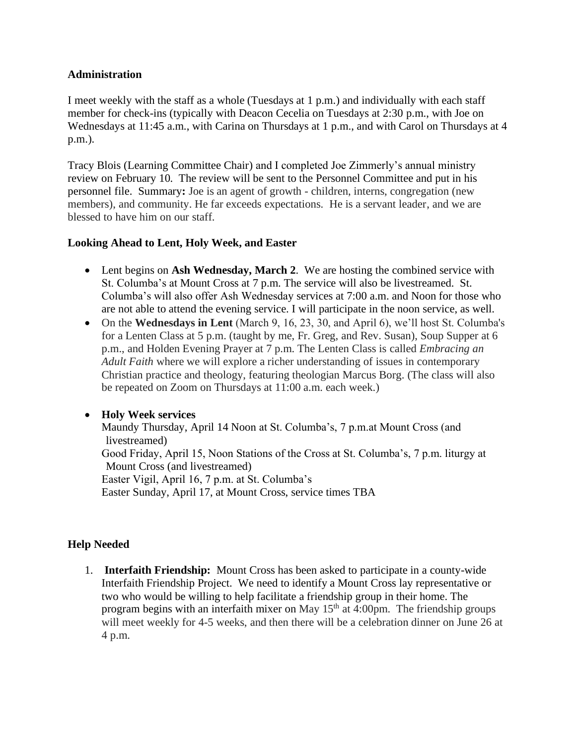**Administration**

I meet weekly with the staff as a whole (Tuesdays at 1 p.m.) and individually with each staff member for check-ins (typically with Deacon Cecelia on Tuesdays at 2:30 p.m., with Joe on Wednesdays at 11:45 a.m., with Carina on Thursdays at 1 p.m., and with Carol on Thursdays at 4 p.m.).

Tracy Blois (Learning Committee Chair) and I completed Joe Zimmerly's annual ministry review on February 10. The review will be sent to the Personnel Committee and put in his personnel file. Summary**:** Joe is an agent of growth - children, interns, congregation (new members), and community. He far exceeds expectations. He is a servant leader, and we are blessed to have him on our staff.

**Looking Ahead to Lent, Holy Week, and Easter**

- Lent begins on **Ash Wednesday, March 2**. We are hosting the combined service with St. Columba's at Mount Cross at 7 p.m. The service will also be livestreamed. St. Columba's will also offer Ash Wednesday services at 7:00 a.m. and Noon for those who are not able to attend the evening service. I will participate in the noon service, as well.
- On the **Wednesdays in Lent** (March 9, 16, 23, 30, and April 6), we'll host St. Columba's for a Lenten Class at 5 p.m. (taught by me, Fr. Greg, and Rev. Susan), Soup Supper at 6 p.m., and Holden Evening Prayer at 7 p.m. The Lenten Class is called *Embracing an Adult Faith* where we will explore a richer understanding of issues in contemporary Christian practice and theology, featuring theologian Marcus Borg. (The class will also be repeated on Zoom on Thursdays at 11:00 a.m. each week.)
- **Holy Week services**
  Maundy Thursday, April 14 Noon at St. Columba's, 7 p.m.at Mount Cross (and livestreamed)
  Good Friday, April 15, Noon Stations of the Cross at St. Columba's, 7 p.m. liturgy at Mount Cross (and livestreamed)
  Easter Vigil, April 16, 7 p.m. at St. Columba's
  Easter Sunday, April 17, at Mount Cross, service times TBA

**Help Needed**

1. **Interfaith Friendship:** Mount Cross has been asked to participate in a county-wide Interfaith Friendship Project. We need to identify a Mount Cross lay representative or two who would be willing to help facilitate a friendship group in their home. The program begins with an interfaith mixer on May 15th at 4:00pm. The friendship groups will meet weekly for 4-5 weeks, and then there will be a celebration dinner on June 26 at 4 p.m.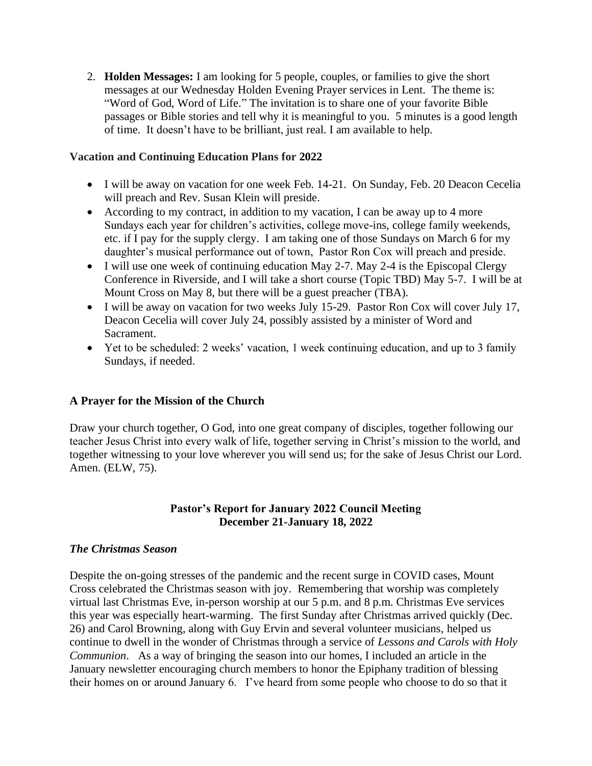2. **Holden Messages:** I am looking for 5 people, couples, or families to give the short messages at our Wednesday Holden Evening Prayer services in Lent. The theme is: "Word of God, Word of Life." The invitation is to share one of your favorite Bible passages or Bible stories and tell why it is meaningful to you. 5 minutes is a good length of time. It doesn't have to be brilliant, just real. I am available to help.

**Vacation and Continuing Education Plans for 2022**

- I will be away on vacation for one week Feb. 14-21. On Sunday, Feb. 20 Deacon Cecelia will preach and Rev. Susan Klein will preside.
- According to my contract, in addition to my vacation, I can be away up to 4 more Sundays each year for children's activities, college move-ins, college family weekends, etc. if I pay for the supply clergy. I am taking one of those Sundays on March 6 for my daughter's musical performance out of town, Pastor Ron Cox will preach and preside.
- I will use one week of continuing education May 2-7. May 2-4 is the Episcopal Clergy Conference in Riverside, and I will take a short course (Topic TBD) May 5-7. I will be at Mount Cross on May 8, but there will be a guest preacher (TBA).
- I will be away on vacation for two weeks July 15-29. Pastor Ron Cox will cover July 17, Deacon Cecelia will cover July 24, possibly assisted by a minister of Word and Sacrament.
- Yet to be scheduled: 2 weeks' vacation, 1 week continuing education, and up to 3 family Sundays, if needed.

**A Prayer for the Mission of the Church**

Draw your church together, O God, into one great company of disciples, together following our teacher Jesus Christ into every walk of life, together serving in Christ's mission to the world, and together witnessing to your love wherever you will send us; for the sake of Jesus Christ our Lord. Amen. (ELW, 75).

## Pastor's Report for January 2022 Council Meeting
## December 21-January 18, 2022

***The Christmas Season***

Despite the on-going stresses of the pandemic and the recent surge in COVID cases, Mount Cross celebrated the Christmas season with joy. Remembering that worship was completely virtual last Christmas Eve, in-person worship at our 5 p.m. and 8 p.m. Christmas Eve services this year was especially heart-warming. The first Sunday after Christmas arrived quickly (Dec. 26) and Carol Browning, along with Guy Ervin and several volunteer musicians, helped us continue to dwell in the wonder of Christmas through a service of *Lessons and Carols with Holy Communion*. As a way of bringing the season into our homes, I included an article in the January newsletter encouraging church members to honor the Epiphany tradition of blessing their homes on or around January 6. I've heard from some people who choose to do so that it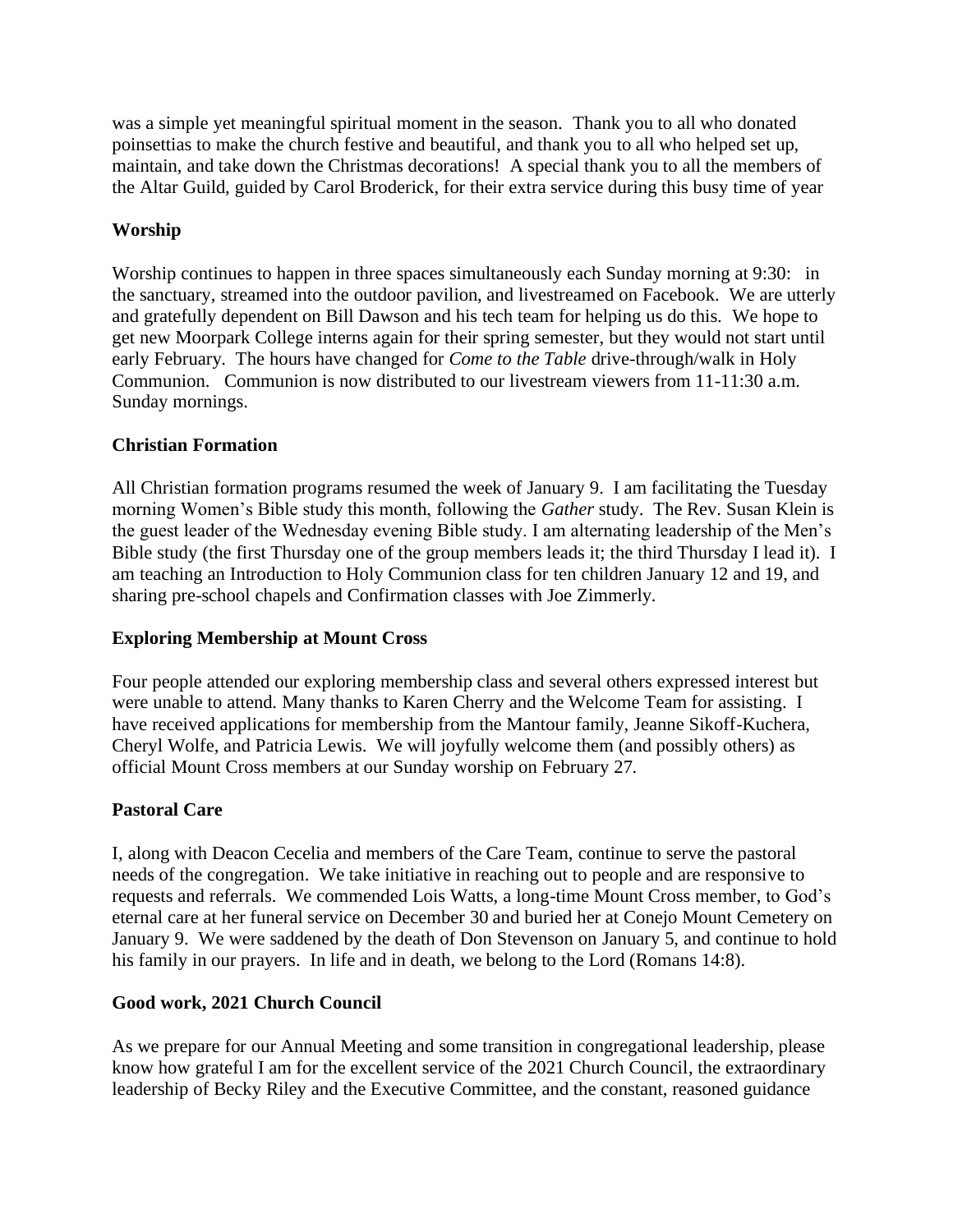was a simple yet meaningful spiritual moment in the season. Thank you to all who donated poinsettias to make the church festive and beautiful, and thank you to all who helped set up, maintain, and take down the Christmas decorations! A special thank you to all the members of the Altar Guild, guided by Carol Broderick, for their extra service during this busy time of year

**Worship**

Worship continues to happen in three spaces simultaneously each Sunday morning at 9:30: in the sanctuary, streamed into the outdoor pavilion, and livestreamed on Facebook. We are utterly and gratefully dependent on Bill Dawson and his tech team for helping us do this. We hope to get new Moorpark College interns again for their spring semester, but they would not start until early February. The hours have changed for *Come to the Table* drive-through/walk in Holy Communion. Communion is now distributed to our livestream viewers from 11-11:30 a.m. Sunday mornings.

**Christian Formation**

All Christian formation programs resumed the week of January 9. I am facilitating the Tuesday morning Women's Bible study this month, following the *Gather* study. The Rev. Susan Klein is the guest leader of the Wednesday evening Bible study. I am alternating leadership of the Men's Bible study (the first Thursday one of the group members leads it; the third Thursday I lead it). I am teaching an Introduction to Holy Communion class for ten children January 12 and 19, and sharing pre-school chapels and Confirmation classes with Joe Zimmerly.

**Exploring Membership at Mount Cross**

Four people attended our exploring membership class and several others expressed interest but were unable to attend. Many thanks to Karen Cherry and the Welcome Team for assisting. I have received applications for membership from the Mantour family, Jeanne Sikoff-Kuchera, Cheryl Wolfe, and Patricia Lewis. We will joyfully welcome them (and possibly others) as official Mount Cross members at our Sunday worship on February 27.

**Pastoral Care**

I, along with Deacon Cecelia and members of the Care Team, continue to serve the pastoral needs of the congregation. We take initiative in reaching out to people and are responsive to requests and referrals. We commended Lois Watts, a long-time Mount Cross member, to God's eternal care at her funeral service on December 30 and buried her at Conejo Mount Cemetery on January 9. We were saddened by the death of Don Stevenson on January 5, and continue to hold his family in our prayers. In life and in death, we belong to the Lord (Romans 14:8).

**Good work, 2021 Church Council**

As we prepare for our Annual Meeting and some transition in congregational leadership, please know how grateful I am for the excellent service of the 2021 Church Council, the extraordinary leadership of Becky Riley and the Executive Committee, and the constant, reasoned guidance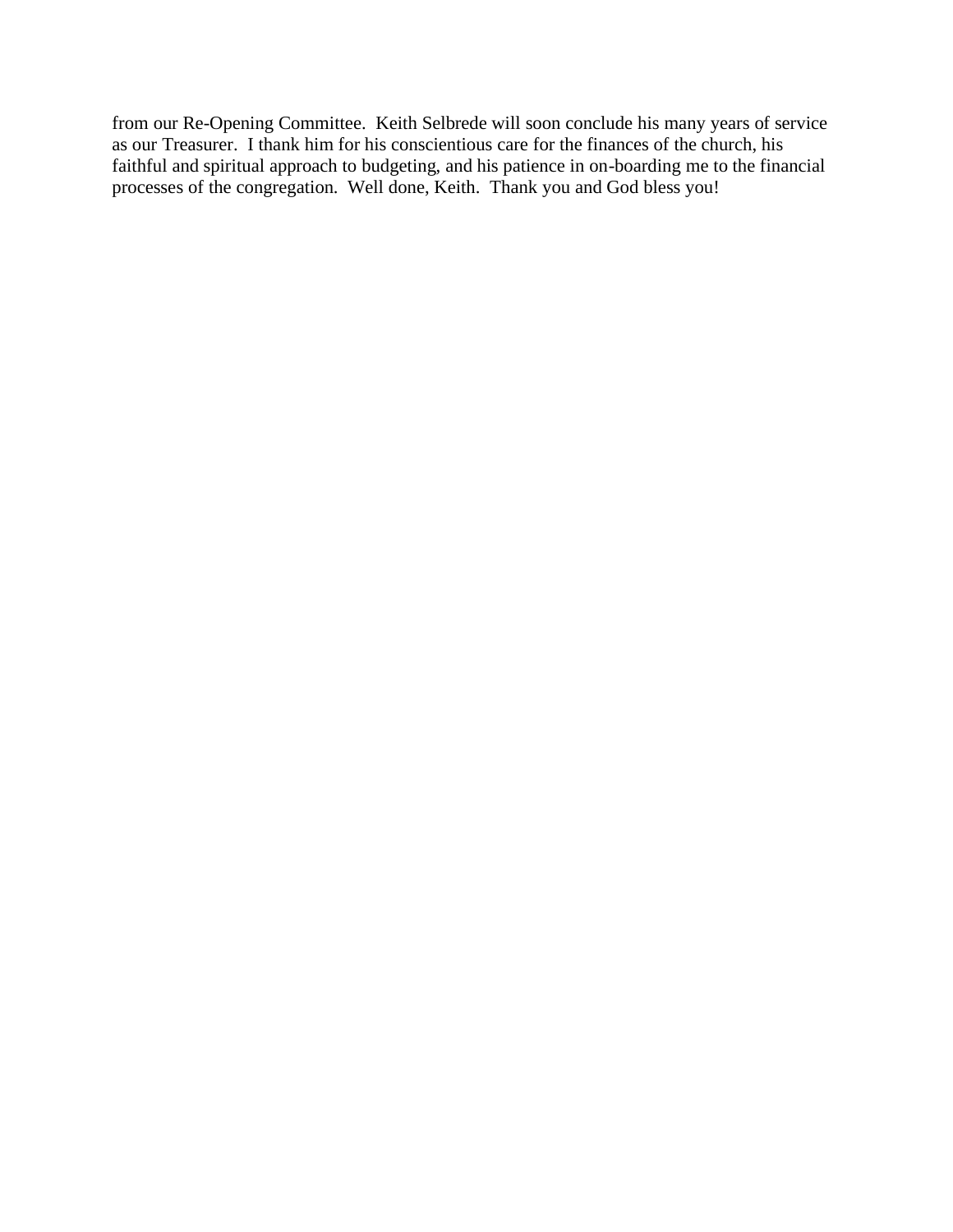from our Re-Opening Committee. Keith Selbrede will soon conclude his many years of service as our Treasurer. I thank him for his conscientious care for the finances of the church, his faithful and spiritual approach to budgeting, and his patience in on-boarding me to the financial processes of the congregation. Well done, Keith. Thank you and God bless you!